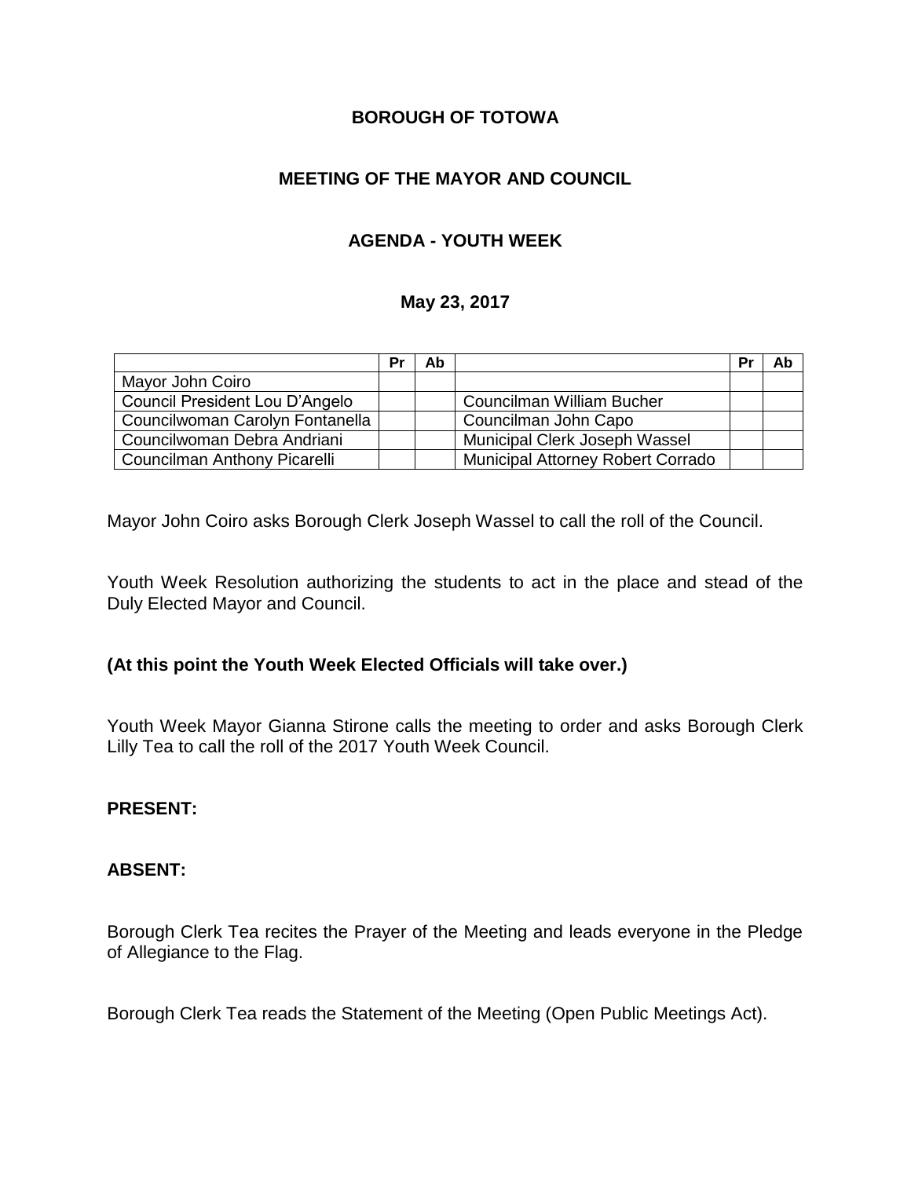**BOROUGH OF TOTOWA**

**MEETING OF THE MAYOR AND COUNCIL**

**AGENDA - YOUTH WEEK**

**May 23, 2017**

| | Pr | Ab | | Pr | Ab |
|---|---|---|---|---|---|
| Mayor John Coiro | | | | | |
| Council President Lou D'Angelo | | | Councilman William Bucher | | |
| Councilwoman Carolyn Fontanella | | | Councilman John Capo | | |
| Councilwoman Debra Andriani | | | Municipal Clerk Joseph Wassel | | |
| Councilman Anthony Picarelli | | | Municipal Attorney Robert Corrado | | |

Mayor John Coiro asks Borough Clerk Joseph Wassel to call the roll of the Council.

Youth Week Resolution authorizing the students to act in the place and stead of the Duly Elected Mayor and Council.

**(At this point the Youth Week Elected Officials will take over.)**

Youth Week Mayor Gianna Stirone calls the meeting to order and asks Borough Clerk Lilly Tea to call the roll of the 2017 Youth Week Council.

**PRESENT:**

**ABSENT:**

Borough Clerk Tea recites the Prayer of the Meeting and leads everyone in the Pledge of Allegiance to the Flag.

Borough Clerk Tea reads the Statement of the Meeting (Open Public Meetings Act).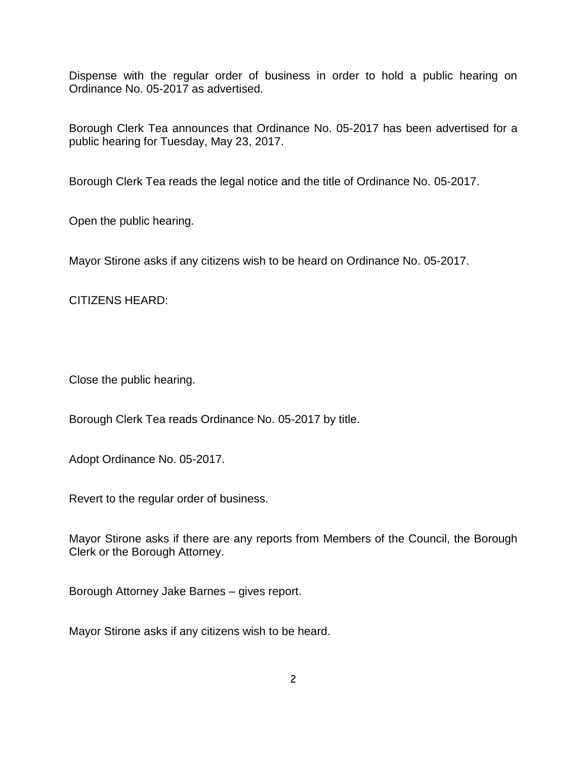Dispense with the regular order of business in order to hold a public hearing on Ordinance No. 05-2017 as advertised.

Borough Clerk Tea announces that Ordinance No. 05-2017 has been advertised for a public hearing for Tuesday, May 23, 2017.

Borough Clerk Tea reads the legal notice and the title of Ordinance No. 05-2017.

Open the public hearing.

Mayor Stirone asks if any citizens wish to be heard on Ordinance No. 05-2017.

CITIZENS HEARD:

Close the public hearing.

Borough Clerk Tea reads Ordinance No. 05-2017 by title.

Adopt Ordinance No. 05-2017.

Revert to the regular order of business.

Mayor Stirone asks if there are any reports from Members of the Council, the Borough Clerk or the Borough Attorney.

Borough Attorney Jake Barnes – gives report.

Mayor Stirone asks if any citizens wish to be heard.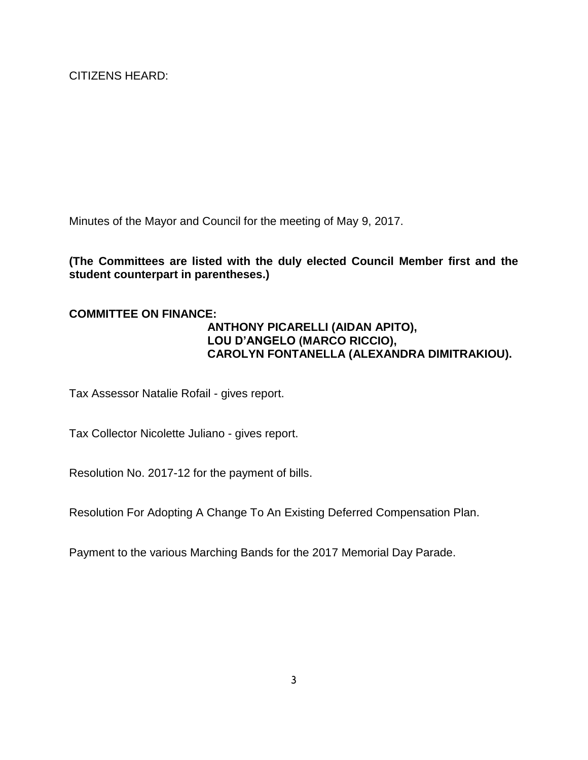CITIZENS HEARD:

Minutes of the Mayor and Council for the meeting of May 9, 2017.

**(The Committees are listed with the duly elected Council Member first and the student counterpart in parentheses.)**

**COMMITTEE ON FINANCE:**
**ANTHONY PICARELLI (AIDAN APITO),**
**LOU D'ANGELO (MARCO RICCIO),**
**CAROLYN FONTANELLA (ALEXANDRA DIMITRAKIOU).**

Tax Assessor Natalie Rofail - gives report.

Tax Collector Nicolette Juliano - gives report.

Resolution No. 2017-12 for the payment of bills.

Resolution For Adopting A Change To An Existing Deferred Compensation Plan.

Payment to the various Marching Bands for the 2017 Memorial Day Parade.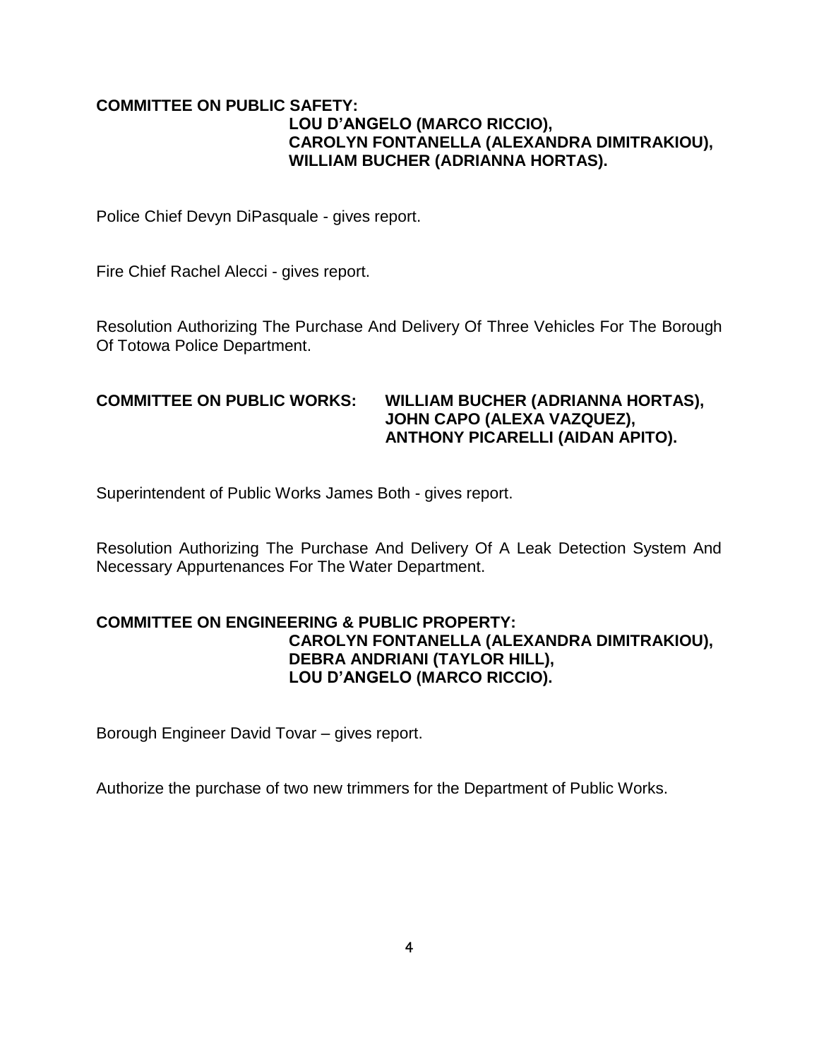**COMMITTEE ON PUBLIC SAFETY:**
**LOU D'ANGELO (MARCO RICCIO),**
**CAROLYN FONTANELLA (ALEXANDRA DIMITRAKIOU),**
**WILLIAM BUCHER (ADRIANNA HORTAS).**

Police Chief Devyn DiPasquale - gives report.

Fire Chief Rachel Alecci - gives report.

Resolution Authorizing The Purchase And Delivery Of Three Vehicles For The Borough Of Totowa Police Department.

**COMMITTEE ON PUBLIC WORKS:** **WILLIAM BUCHER (ADRIANNA HORTAS),**
**JOHN CAPO (ALEXA VAZQUEZ),**
**ANTHONY PICARELLI (AIDAN APITO).**

Superintendent of Public Works James Both - gives report.

Resolution Authorizing The Purchase And Delivery Of A Leak Detection System And Necessary Appurtenances For The Water Department.

**COMMITTEE ON ENGINEERING & PUBLIC PROPERTY:**
**CAROLYN FONTANELLA (ALEXANDRA DIMITRAKIOU),**
**DEBRA ANDRIANI (TAYLOR HILL),**
**LOU D'ANGELO (MARCO RICCIO).**

Borough Engineer David Tovar – gives report.

Authorize the purchase of two new trimmers for the Department of Public Works.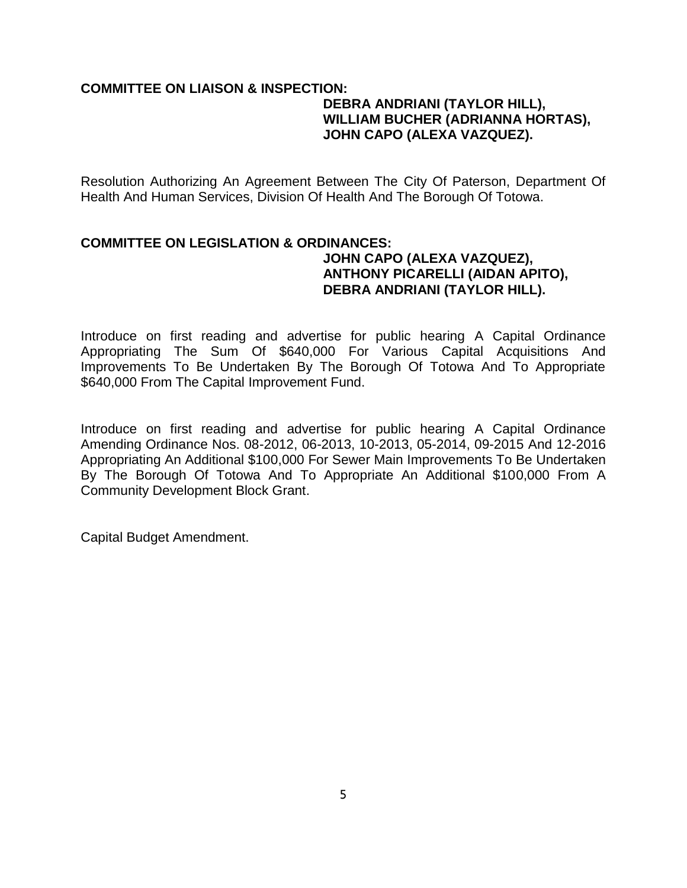**COMMITTEE ON LIAISON & INSPECTION:**

**DEBRA ANDRIANI (TAYLOR HILL),**
**WILLIAM BUCHER (ADRIANNA HORTAS),**
**JOHN CAPO (ALEXA VAZQUEZ).**

Resolution Authorizing An Agreement Between The City Of Paterson, Department Of Health And Human Services, Division Of Health And The Borough Of Totowa.

**COMMITTEE ON LEGISLATION & ORDINANCES:**

**JOHN CAPO (ALEXA VAZQUEZ),**
**ANTHONY PICARELLI (AIDAN APITO),**
**DEBRA ANDRIANI (TAYLOR HILL).**

Introduce on first reading and advertise for public hearing A Capital Ordinance Appropriating The Sum Of $640,000 For Various Capital Acquisitions And Improvements To Be Undertaken By The Borough Of Totowa And To Appropriate $640,000 From The Capital Improvement Fund.

Introduce on first reading and advertise for public hearing A Capital Ordinance Amending Ordinance Nos. 08-2012, 06-2013, 10-2013, 05-2014, 09-2015 And 12-2016 Appropriating An Additional $100,000 For Sewer Main Improvements To Be Undertaken By The Borough Of Totowa And To Appropriate An Additional $100,000 From A Community Development Block Grant.

Capital Budget Amendment.